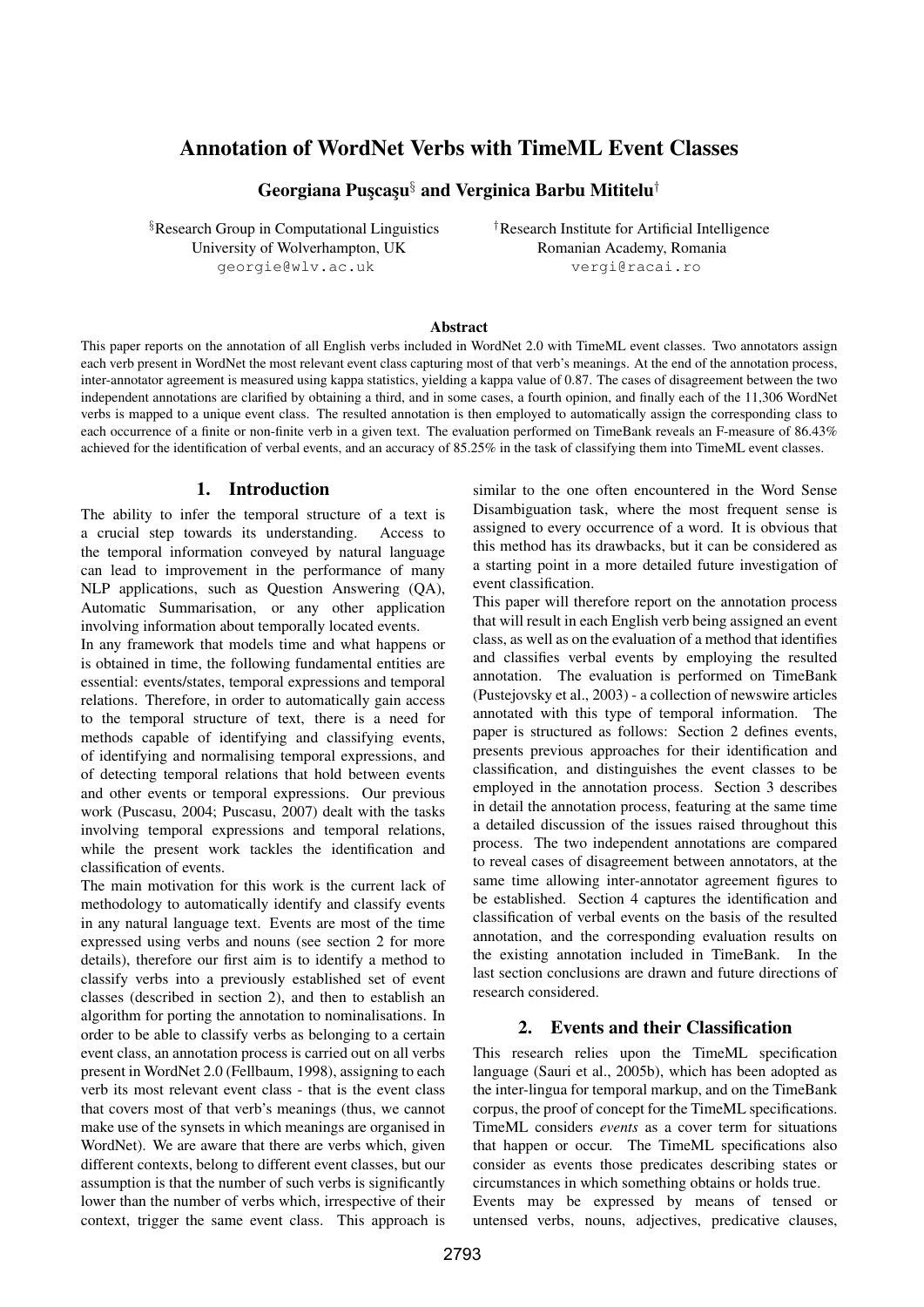# Annotation of WordNet Verbs with TimeML Event Classes

**Georgiana Puşcaşu[§] and Verginica Barbu Mititelu[†]**

[§]Research Group in Computational Linguistics
University of Wolverhampton, UK
georgie@wlv.ac.uk

[†]Research Institute for Artificial Intelligence
Romanian Academy, Romania
vergi@racai.ro

### Abstract

This paper reports on the annotation of all English verbs included in WordNet 2.0 with TimeML event classes. Two annotators assign each verb present in WordNet the most relevant event class capturing most of that verb's meanings. At the end of the annotation process, inter-annotator agreement is measured using kappa statistics, yielding a kappa value of 0.87. The cases of disagreement between the two independent annotations are clarified by obtaining a third, and in some cases, a fourth opinion, and finally each of the 11,306 WordNet verbs is mapped to a unique event class. The resulted annotation is then employed to automatically assign the corresponding class to each occurrence of a finite or non-finite verb in a given text. The evaluation performed on TimeBank reveals an F-measure of 86.43% achieved for the identification of verbal events, and an accuracy of 85.25% in the task of classifying them into TimeML event classes.

## 1. Introduction

The ability to infer the temporal structure of a text is a crucial step towards its understanding. Access to the temporal information conveyed by natural language can lead to improvement in the performance of many NLP applications, such as Question Answering (QA), Automatic Summarisation, or any other application involving information about temporally located events.

In any framework that models time and what happens or is obtained in time, the following fundamental entities are essential: events/states, temporal expressions and temporal relations. Therefore, in order to automatically gain access to the temporal structure of text, there is a need for methods capable of identifying and classifying events, of identifying and normalising temporal expressions, and of detecting temporal relations that hold between events and other events or temporal expressions. Our previous work (Puscasu, 2004; Puscasu, 2007) dealt with the tasks involving temporal expressions and temporal relations, while the present work tackles the identification and classification of events.

The main motivation for this work is the current lack of methodology to automatically identify and classify events in any natural language text. Events are most of the time expressed using verbs and nouns (see section 2 for more details), therefore our first aim is to identify a method to classify verbs into a previously established set of event classes (described in section 2), and then to establish an algorithm for porting the annotation to nominalisations. In order to be able to classify verbs as belonging to a certain event class, an annotation process is carried out on all verbs present in WordNet 2.0 (Fellbaum, 1998), assigning to each verb its most relevant event class - that is the event class that covers most of that verb's meanings (thus, we cannot make use of the synsets in which meanings are organised in WordNet). We are aware that there are verbs which, given different contexts, belong to different event classes, but our assumption is that the number of such verbs is significantly lower than the number of verbs which, irrespective of their context, trigger the same event class. This approach is similar to the one often encountered in the Word Sense Disambiguation task, where the most frequent sense is assigned to every occurrence of a word. It is obvious that this method has its drawbacks, but it can be considered as a starting point in a more detailed future investigation of event classification.

This paper will therefore report on the annotation process that will result in each English verb being assigned an event class, as well as on the evaluation of a method that identifies and classifies verbal events by employing the resulted annotation. The evaluation is performed on TimeBank (Pustejovsky et al., 2003) - a collection of newswire articles annotated with this type of temporal information. The paper is structured as follows: Section 2 defines events, presents previous approaches for their identification and classification, and distinguishes the event classes to be employed in the annotation process. Section 3 describes in detail the annotation process, featuring at the same time a detailed discussion of the issues raised throughout this process. The two independent annotations are compared to reveal cases of disagreement between annotators, at the same time allowing inter-annotator agreement figures to be established. Section 4 captures the identification and classification of verbal events on the basis of the resulted annotation, and the corresponding evaluation results on the existing annotation included in TimeBank. In the last section conclusions are drawn and future directions of research considered.

## 2. Events and their Classification

This research relies upon the TimeML specification language (Sauri et al., 2005b), which has been adopted as the inter-lingua for temporal markup, and on the TimeBank corpus, the proof of concept for the TimeML specifications. TimeML considers *events* as a cover term for situations that happen or occur. The TimeML specifications also consider as events those predicates describing states or circumstances in which something obtains or holds true.

Events may be expressed by means of tensed or untensed verbs, nouns, adjectives, predicative clauses,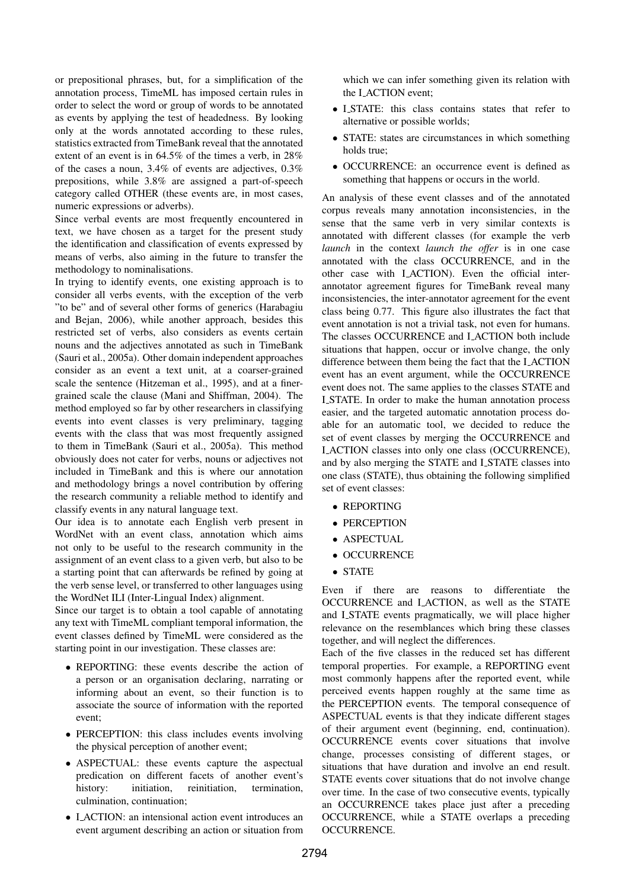or prepositional phrases, but, for a simplification of the annotation process, TimeML has imposed certain rules in order to select the word or group of words to be annotated as events by applying the test of headedness. By looking only at the words annotated according to these rules, statistics extracted from TimeBank reveal that the annotated extent of an event is in 64.5% of the times a verb, in 28% of the cases a noun, 3.4% of events are adjectives, 0.3% prepositions, while 3.8% are assigned a part-of-speech category called OTHER (these events are, in most cases, numeric expressions or adverbs).

Since verbal events are most frequently encountered in text, we have chosen as a target for the present study the identification and classification of events expressed by means of verbs, also aiming in the future to transfer the methodology to nominalisations.

In trying to identify events, one existing approach is to consider all verbs events, with the exception of the verb "to be" and of several other forms of generics (Harabagiu and Bejan, 2006), while another approach, besides this restricted set of verbs, also considers as events certain nouns and the adjectives annotated as such in TimeBank (Sauri et al., 2005a). Other domain independent approaches consider as an event a text unit, at a coarser-grained scale the sentence (Hitzeman et al., 1995), and at a finer-grained scale the clause (Mani and Shiffman, 2004). The method employed so far by other researchers in classifying events into event classes is very preliminary, tagging events with the class that was most frequently assigned to them in TimeBank (Sauri et al., 2005a). This method obviously does not cater for verbs, nouns or adjectives not included in TimeBank and this is where our annotation and methodology brings a novel contribution by offering the research community a reliable method to identify and classify events in any natural language text.

Our idea is to annotate each English verb present in WordNet with an event class, annotation which aims not only to be useful to the research community in the assignment of an event class to a given verb, but also to be a starting point that can afterwards be refined by going at the verb sense level, or transferred to other languages using the WordNet ILI (Inter-Lingual Index) alignment.

Since our target is to obtain a tool capable of annotating any text with TimeML compliant temporal information, the event classes defined by TimeML were considered as the starting point in our investigation. These classes are:

- REPORTING: these events describe the action of a person or an organisation declaring, narrating or informing about an event, so their function is to associate the source of information with the reported event;
- PERCEPTION: this class includes events involving the physical perception of another event;
- ASPECTUAL: these events capture the aspectual predication on different facets of another event's history: initiation, reinitiation, termination, culmination, continuation;
- I_ACTION: an intensional action event introduces an event argument describing an action or situation from which we can infer something given its relation with the I_ACTION event;
- I_STATE: this class contains states that refer to alternative or possible worlds;
- STATE: states are circumstances in which something holds true;
- OCCURRENCE: an occurrence event is defined as something that happens or occurs in the world.

An analysis of these event classes and of the annotated corpus reveals many annotation inconsistencies, in the sense that the same verb in very similar contexts is annotated with different classes (for example the verb *launch* in the context *launch the offer* is in one case annotated with the class OCCURRENCE, and in the other case with I_ACTION). Even the official inter-annotator agreement figures for TimeBank reveal many inconsistencies, the inter-annotator agreement for the event class being 0.77. This figure also illustrates the fact that event annotation is not a trivial task, not even for humans. The classes OCCURRENCE and I_ACTION both include situations that happen, occur or involve change, the only difference between them being the fact that the I_ACTION event has an event argument, while the OCCURRENCE event does not. The same applies to the classes STATE and I_STATE. In order to make the human annotation process easier, and the targeted automatic annotation process doable for an automatic tool, we decided to reduce the set of event classes by merging the OCCURRENCE and I_ACTION classes into only one class (OCCURRENCE), and by also merging the STATE and I_STATE classes into one class (STATE), thus obtaining the following simplified set of event classes:

- REPORTING
- PERCEPTION
- ASPECTUAL
- OCCURRENCE
- STATE

Even if there are reasons to differentiate the OCCURRENCE and I_ACTION, as well as the STATE and I_STATE events pragmatically, we will place higher relevance on the resemblances which bring these classes together, and will neglect the differences.

Each of the five classes in the reduced set has different temporal properties. For example, a REPORTING event most commonly happens after the reported event, while perceived events happen roughly at the same time as the PERCEPTION events. The temporal consequence of ASPECTUAL events is that they indicate different stages of their argument event (beginning, end, continuation). OCCURRENCE events cover situations that involve change, processes consisting of different stages, or situations that have duration and involve an end result. STATE events cover situations that do not involve change over time. In the case of two consecutive events, typically an OCCURRENCE takes place just after a preceding OCCURRENCE, while a STATE overlaps a preceding OCCURRENCE.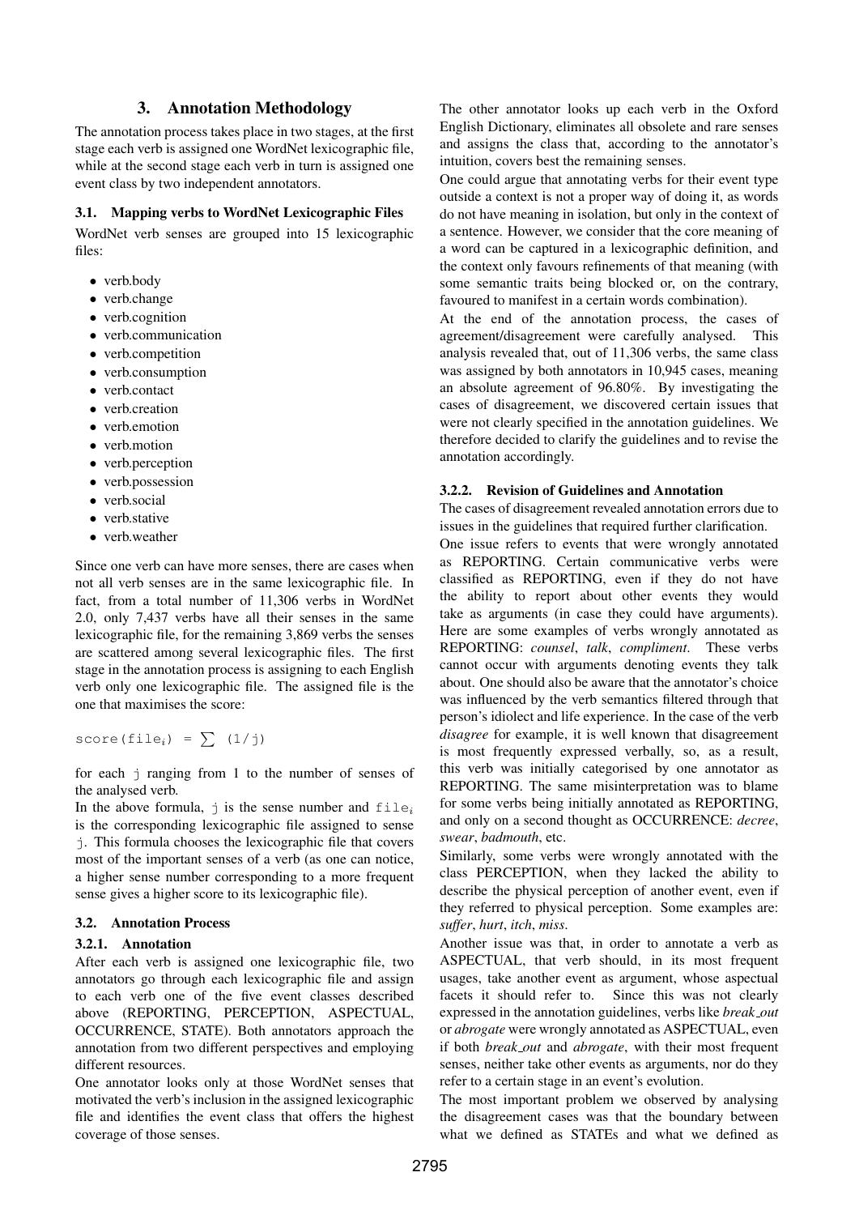## 3. Annotation Methodology

The annotation process takes place in two stages, at the first stage each verb is assigned one WordNet lexicographic file, while at the second stage each verb in turn is assigned one event class by two independent annotators.

### 3.1. Mapping verbs to WordNet Lexicographic Files

WordNet verb senses are grouped into 15 lexicographic files:

- verb.body
- verb.change
- verb.cognition
- verb.communication
- verb.competition
- verb.consumption
- verb.contact
- verb.creation
- verb.emotion
- verb.motion
- verb.perception
- verb.possession
- verb.social
- verb.stative
- verb.weather

Since one verb can have more senses, there are cases when not all verb senses are in the same lexicographic file. In fact, from a total number of 11,306 verbs in WordNet 2.0, only 7,437 verbs have all their senses in the same lexicographic file, for the remaining 3,869 verbs the senses are scattered among several lexicographic files. The first stage in the annotation process is assigning to each English verb only one lexicographic file. The assigned file is the one that maximises the score:

$$\text{score}(\text{file}_i) = \sum (1/j)$$

for each j ranging from 1 to the number of senses of the analysed verb.

In the above formula, j is the sense number and $\text{file}_i$ is the corresponding lexicographic file assigned to sense j. This formula chooses the lexicographic file that covers most of the important senses of a verb (as one can notice, a higher sense number corresponding to a more frequent sense gives a higher score to its lexicographic file).

### 3.2. Annotation Process

#### 3.2.1. Annotation

After each verb is assigned one lexicographic file, two annotators go through each lexicographic file and assign to each verb one of the five event classes described above (REPORTING, PERCEPTION, ASPECTUAL, OCCURRENCE, STATE). Both annotators approach the annotation from two different perspectives and employing different resources.

One annotator looks only at those WordNet senses that motivated the verb's inclusion in the assigned lexicographic file and identifies the event class that offers the highest coverage of those senses.

The other annotator looks up each verb in the Oxford English Dictionary, eliminates all obsolete and rare senses and assigns the class that, according to the annotator's intuition, covers best the remaining senses.

One could argue that annotating verbs for their event type outside a context is not a proper way of doing it, as words do not have meaning in isolation, but only in the context of a sentence. However, we consider that the core meaning of a word can be captured in a lexicographic definition, and the context only favours refinements of that meaning (with some semantic traits being blocked or, on the contrary, favoured to manifest in a certain words combination).

At the end of the annotation process, the cases of agreement/disagreement were carefully analysed. This analysis revealed that, out of 11,306 verbs, the same class was assigned by both annotators in 10,945 cases, meaning an absolute agreement of 96.80%. By investigating the cases of disagreement, we discovered certain issues that were not clearly specified in the annotation guidelines. We therefore decided to clarify the guidelines and to revise the annotation accordingly.

#### 3.2.2. Revision of Guidelines and Annotation

The cases of disagreement revealed annotation errors due to issues in the guidelines that required further clarification.

One issue refers to events that were wrongly annotated as REPORTING. Certain communicative verbs were classified as REPORTING, even if they do not have the ability to report about other events they would take as arguments (in case they could have arguments). Here are some examples of verbs wrongly annotated as REPORTING: *counsel*, *talk*, *compliment*. These verbs cannot occur with arguments denoting events they talk about. One should also be aware that the annotator's choice was influenced by the verb semantics filtered through that person's idiolect and life experience. In the case of the verb *disagree* for example, it is well known that disagreement is most frequently expressed verbally, so, as a result, this verb was initially categorised by one annotator as REPORTING. The same misinterpretation was to blame for some verbs being initially annotated as REPORTING, and only on a second thought as OCCURRENCE: *decree*, *swear*, *badmouth*, etc.

Similarly, some verbs were wrongly annotated with the class PERCEPTION, when they lacked the ability to describe the physical perception of another event, even if they referred to physical perception. Some examples are: *suffer*, *hurt*, *itch*, *miss*.

Another issue was that, in order to annotate a verb as ASPECTUAL, that verb should, in its most frequent usages, take another event as argument, whose aspectual facets it should refer to. Since this was not clearly expressed in the annotation guidelines, verbs like *break_out* or *abrogate* were wrongly annotated as ASPECTUAL, even if both *break_out* and *abrogate*, with their most frequent senses, neither take other events as arguments, nor do they refer to a certain stage in an event's evolution.

The most important problem we observed by analysing the disagreement cases was that the boundary between what we defined as STATEs and what we defined as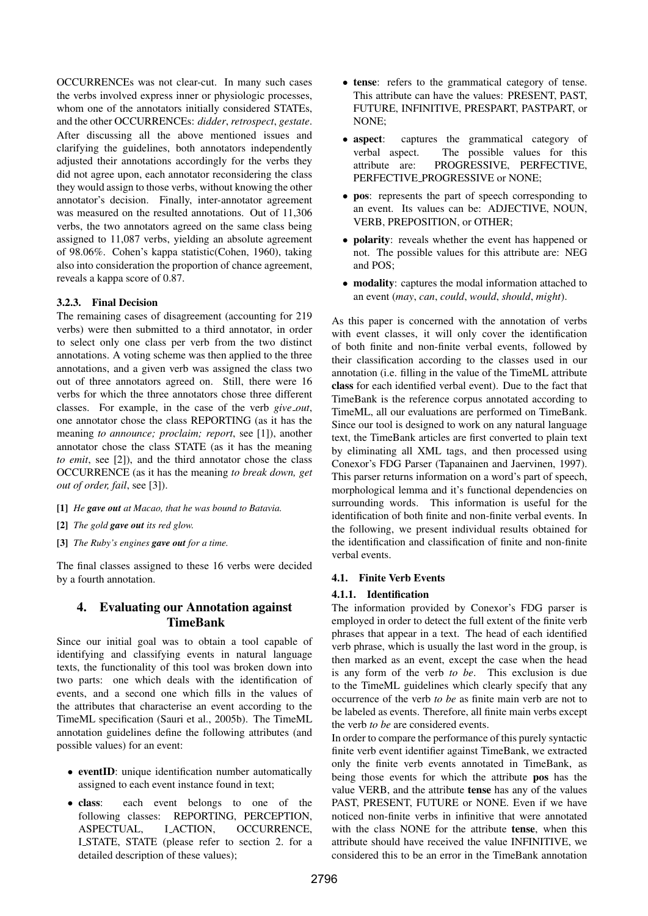OCCURRENCEs was not clear-cut. In many such cases the verbs involved express inner or physiologic processes, whom one of the annotators initially considered STATEs, and the other OCCURRENCEs: *didder*, *retrospect*, *gestate*. After discussing all the above mentioned issues and clarifying the guidelines, both annotators independently adjusted their annotations accordingly for the verbs they did not agree upon, each annotator reconsidering the class they would assign to those verbs, without knowing the other annotator's decision. Finally, inter-annotator agreement was measured on the resulted annotations. Out of 11,306 verbs, the two annotators agreed on the same class being assigned to 11,087 verbs, yielding an absolute agreement of 98.06%. Cohen's kappa statistic(Cohen, 1960), taking also into consideration the proportion of chance agreement, reveals a kappa score of 0.87.

#### 3.2.3. Final Decision

The remaining cases of disagreement (accounting for 219 verbs) were then submitted to a third annotator, in order to select only one class per verb from the two distinct annotations. A voting scheme was then applied to the three annotations, and a given verb was assigned the class two out of three annotators agreed on. Still, there were 16 verbs for which the three annotators chose three different classes. For example, in the case of the verb *give_out*, one annotator chose the class REPORTING (as it has the meaning *to announce; proclaim; report*, see [1]), another annotator chose the class STATE (as it has the meaning *to emit*, see [2]), and the third annotator chose the class OCCURRENCE (as it has the meaning *to break down, get out of order, fail*, see [3]).

**[1]** *He **gave out** at Macao, that he was bound to Batavia.*

**[2]** *The gold **gave out** its red glow.*

**[3]** *The Ruby's engines **gave out** for a time.*

The final classes assigned to these 16 verbs were decided by a fourth annotation.

## 4. Evaluating our Annotation against TimeBank

Since our initial goal was to obtain a tool capable of identifying and classifying events in natural language texts, the functionality of this tool was broken down into two parts: one which deals with the identification of events, and a second one which fills in the values of the attributes that characterise an event according to the TimeML specification (Sauri et al., 2005b). The TimeML annotation guidelines define the following attributes (and possible values) for an event:

- **eventID**: unique identification number automatically assigned to each event instance found in text;
- **class**: each event belongs to one of the following classes: REPORTING, PERCEPTION, ASPECTUAL, I_ACTION, OCCURRENCE, I_STATE, STATE (please refer to section 2. for a detailed description of these values);
- **tense**: refers to the grammatical category of tense. This attribute can have the values: PRESENT, PAST, FUTURE, INFINITIVE, PRESPART, PASTPART, or NONE;
- **aspect**: captures the grammatical category of verbal aspect. The possible values for this attribute are: PROGRESSIVE, PERFECTIVE, PERFECTIVE_PROGRESSIVE or NONE;
- **pos**: represents the part of speech corresponding to an event. Its values can be: ADJECTIVE, NOUN, VERB, PREPOSITION, or OTHER;
- **polarity**: reveals whether the event has happened or not. The possible values for this attribute are: NEG and POS;
- **modality**: captures the modal information attached to an event (*may*, *can*, *could*, *would*, *should*, *might*).

As this paper is concerned with the annotation of verbs with event classes, it will only cover the identification of both finite and non-finite verbal events, followed by their classification according to the classes used in our annotation (i.e. filling in the value of the TimeML attribute **class** for each identified verbal event). Due to the fact that TimeBank is the reference corpus annotated according to TimeML, all our evaluations are performed on TimeBank. Since our tool is designed to work on any natural language text, the TimeBank articles are first converted to plain text by eliminating all XML tags, and then processed using Conexor's FDG Parser (Tapanainen and Jaervinen, 1997). This parser returns information on a word's part of speech, morphological lemma and it's functional dependencies on surrounding words. This information is useful for the identification of both finite and non-finite verbal events. In the following, we present individual results obtained for the identification and classification of finite and non-finite verbal events.

### 4.1. Finite Verb Events

#### 4.1.1. Identification

The information provided by Conexor's FDG parser is employed in order to detect the full extent of the finite verb phrases that appear in a text. The head of each identified verb phrase, which is usually the last word in the group, is then marked as an event, except the case when the head is any form of the verb *to be*. This exclusion is due to the TimeML guidelines which clearly specify that any occurrence of the verb *to be* as finite main verb are not to be labeled as events. Therefore, all finite main verbs except the verb *to be* are considered events.

In order to compare the performance of this purely syntactic finite verb event identifier against TimeBank, we extracted only the finite verb events annotated in TimeBank, as being those events for which the attribute **pos** has the value VERB, and the attribute **tense** has any of the values PAST, PRESENT, FUTURE or NONE. Even if we have noticed non-finite verbs in infinitive that were annotated with the class NONE for the attribute **tense**, when this attribute should have received the value INFINITIVE, we considered this to be an error in the TimeBank annotation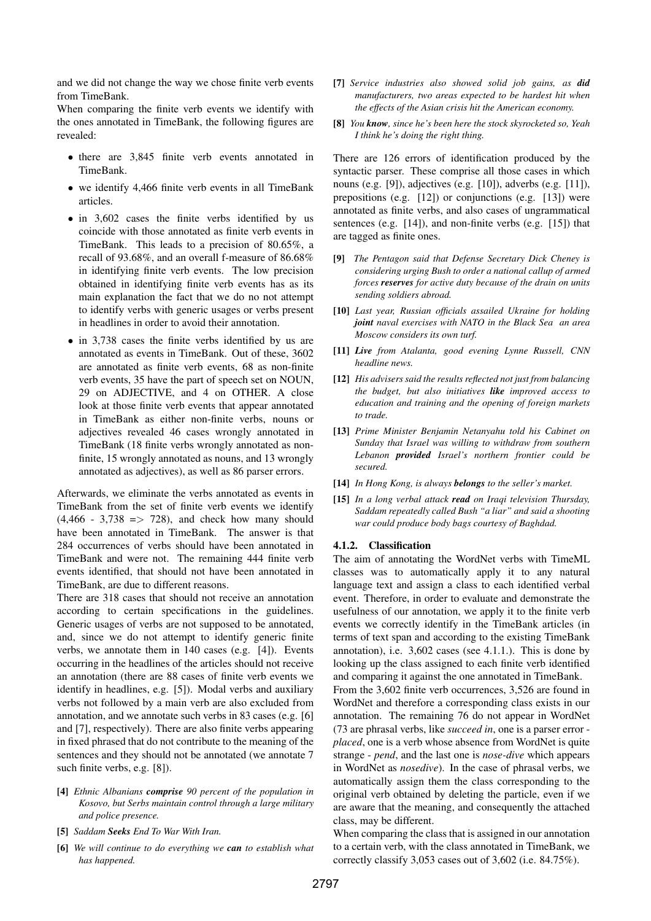and we did not change the way we chose finite verb events from TimeBank.

When comparing the finite verb events we identify with the ones annotated in TimeBank, the following figures are revealed:

- there are 3,845 finite verb events annotated in TimeBank.
- we identify 4,466 finite verb events in all TimeBank articles.
- in 3,602 cases the finite verbs identified by us coincide with those annotated as finite verb events in TimeBank. This leads to a precision of 80.65%, a recall of 93.68%, and an overall f-measure of 86.68% in identifying finite verb events. The low precision obtained in identifying finite verb events has as its main explanation the fact that we do no not attempt to identify verbs with generic usages or verbs present in headlines in order to avoid their annotation.
- in 3,738 cases the finite verbs identified by us are annotated as events in TimeBank. Out of these, 3602 are annotated as finite verb events, 68 as non-finite verb events, 35 have the part of speech set on NOUN, 29 on ADJECTIVE, and 4 on OTHER. A close look at those finite verb events that appear annotated in TimeBank as either non-finite verbs, nouns or adjectives revealed 46 cases wrongly annotated in TimeBank (18 finite verbs wrongly annotated as non-finite, 15 wrongly annotated as nouns, and 13 wrongly annotated as adjectives), as well as 86 parser errors.

Afterwards, we eliminate the verbs annotated as events in TimeBank from the set of finite verb events we identify (4,466 - 3,738 => 728), and check how many should have been annotated in TimeBank. The answer is that 284 occurrences of verbs should have been annotated in TimeBank and were not. The remaining 444 finite verb events identified, that should not have been annotated in TimeBank, are due to different reasons.

There are 318 cases that should not receive an annotation according to certain specifications in the guidelines. Generic usages of verbs are not supposed to be annotated, and, since we do not attempt to identify generic finite verbs, we annotate them in 140 cases (e.g. [4]). Events occurring in the headlines of the articles should not receive an annotation (there are 88 cases of finite verb events we identify in headlines, e.g. [5]). Modal verbs and auxiliary verbs not followed by a main verb are also excluded from annotation, and we annotate such verbs in 83 cases (e.g. [6] and [7], respectively). There are also finite verbs appearing in fixed phrased that do not contribute to the meaning of the sentences and they should not be annotated (we annotate 7 such finite verbs, e.g. [8]).

**[4]** *Ethnic Albanians **comprise** 90 percent of the population in Kosovo, but Serbs maintain control through a large military and police presence.*

**[5]** *Saddam **Seeks** End To War With Iran.*

**[6]** *We will continue to do everything we **can** to establish what has happened.*

**[7]** *Service industries also showed solid job gains, as **did** manufacturers, two areas expected to be hardest hit when the effects of the Asian crisis hit the American economy.*

**[8]** *You **know**, since he's been here the stock skyrocketed so, Yeah I think he's doing the right thing.*

There are 126 errors of identification produced by the syntactic parser. These comprise all those cases in which nouns (e.g. [9]), adjectives (e.g. [10]), adverbs (e.g. [11]), prepositions (e.g. [12]) or conjunctions (e.g. [13]) were annotated as finite verbs, and also cases of ungrammatical sentences (e.g. [14]), and non-finite verbs (e.g. [15]) that are tagged as finite ones.

**[9]** *The Pentagon said that Defense Secretary Dick Cheney is considering urging Bush to order a national callup of armed forces **reserves** for active duty because of the drain on units sending soldiers abroad.*

**[10]** *Last year, Russian officials assailed Ukraine for holding **joint** naval exercises with NATO in the Black Sea an area Moscow considers its own turf.*

**[11]** ***Live** from Atalanta, good evening Lynne Russell, CNN headline news.*

**[12]** *His advisers said the results reflected not just from balancing the budget, but also initiatives **like** improved access to education and training and the opening of foreign markets to trade.*

**[13]** *Prime Minister Benjamin Netanyahu told his Cabinet on Sunday that Israel was willing to withdraw from southern Lebanon **provided** Israel's northern frontier could be secured.*

**[14]** *In Hong Kong, is always **belongs** to the seller's market.*

**[15]** *In a long verbal attack **read** on Iraqi television Thursday, Saddam repeatedly called Bush "a liar" and said a shooting war could produce body bags courtesy of Baghdad.*

#### 4.1.2. Classification

The aim of annotating the WordNet verbs with TimeML classes was to automatically apply it to any natural language text and assign a class to each identified verbal event. Therefore, in order to evaluate and demonstrate the usefulness of our annotation, we apply it to the finite verb events we correctly identify in the TimeBank articles (in terms of text span and according to the existing TimeBank annotation), i.e. 3,602 cases (see 4.1.1.). This is done by looking up the class assigned to each finite verb identified and comparing it against the one annotated in TimeBank.

From the 3,602 finite verb occurrences, 3,526 are found in WordNet and therefore a corresponding class exists in our annotation. The remaining 76 do not appear in WordNet (73 are phrasal verbs, like *succeed in*, one is a parser error - *placed*, one is a verb whose absence from WordNet is quite strange - *pend*, and the last one is *nose-dive* which appears in WordNet as *nosedive*). In the case of phrasal verbs, we automatically assign them the class corresponding to the original verb obtained by deleting the particle, even if we are aware that the meaning, and consequently the attached class, may be different.

When comparing the class that is assigned in our annotation to a certain verb, with the class annotated in TimeBank, we correctly classify 3,053 cases out of 3,602 (i.e. 84.75%).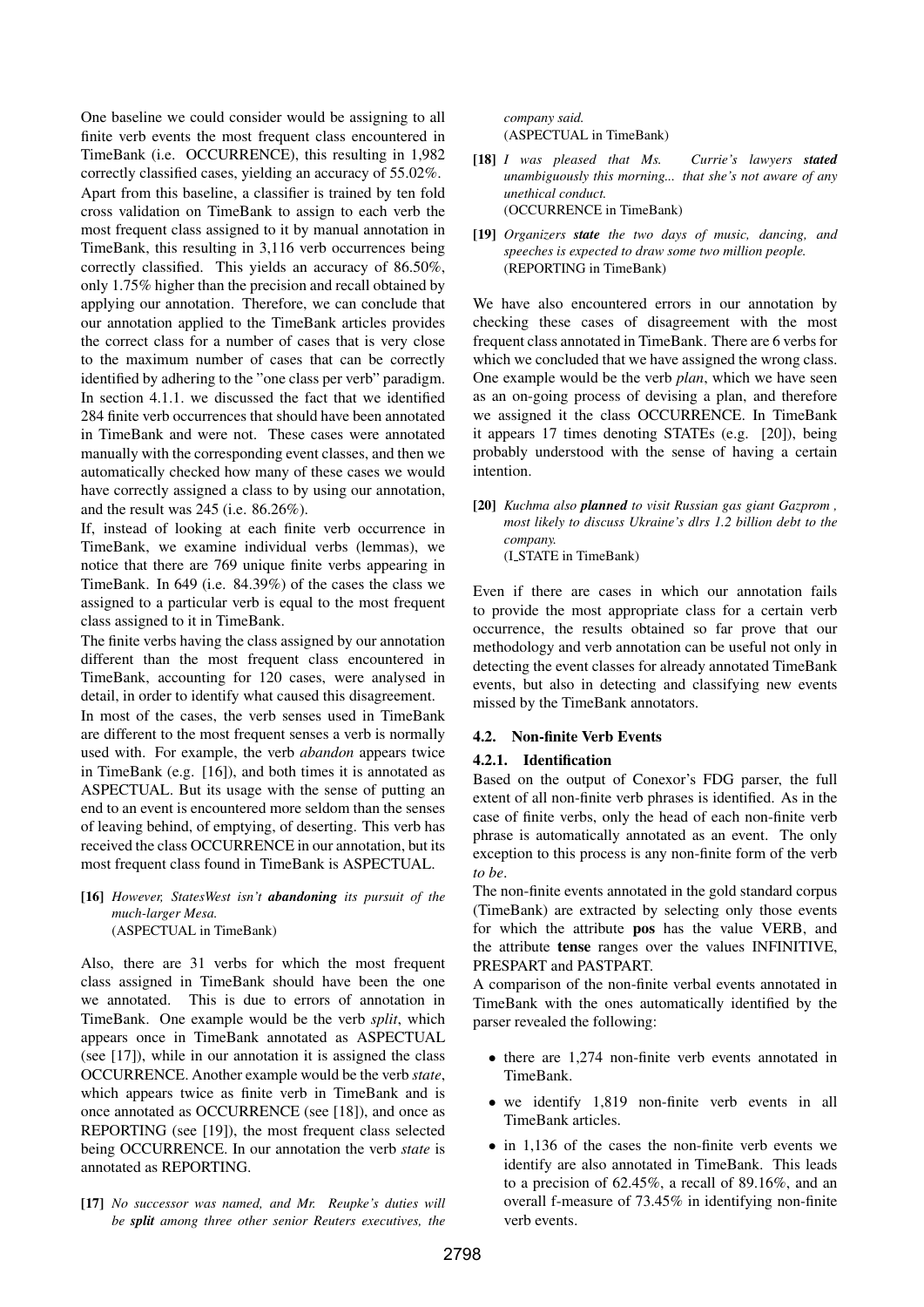One baseline we could consider would be assigning to all finite verb events the most frequent class encountered in TimeBank (i.e. OCCURRENCE), this resulting in 1,982 correctly classified cases, yielding an accuracy of 55.02%.

Apart from this baseline, a classifier is trained by ten fold cross validation on TimeBank to assign to each verb the most frequent class assigned to it by manual annotation in TimeBank, this resulting in 3,116 verb occurrences being correctly classified. This yields an accuracy of 86.50%, only 1.75% higher than the precision and recall obtained by applying our annotation. Therefore, we can conclude that our annotation applied to the TimeBank articles provides the correct class for a number of cases that is very close to the maximum number of cases that can be correctly identified by adhering to the "one class per verb" paradigm. In section 4.1.1. we discussed the fact that we identified 284 finite verb occurrences that should have been annotated in TimeBank and were not. These cases were annotated manually with the corresponding event classes, and then we automatically checked how many of these cases we would have correctly assigned a class to by using our annotation, and the result was 245 (i.e. 86.26%).

If, instead of looking at each finite verb occurrence in TimeBank, we examine individual verbs (lemmas), we notice that there are 769 unique finite verbs appearing in TimeBank. In 649 (i.e. 84.39%) of the cases the class we assigned to a particular verb is equal to the most frequent class assigned to it in TimeBank.

The finite verbs having the class assigned by our annotation different than the most frequent class encountered in TimeBank, accounting for 120 cases, were analysed in detail, in order to identify what caused this disagreement.

In most of the cases, the verb senses used in TimeBank are different to the most frequent senses a verb is normally used with. For example, the verb *abandon* appears twice in TimeBank (e.g. [16]), and both times it is annotated as ASPECTUAL. But its usage with the sense of putting an end to an event is encountered more seldom than the senses of leaving behind, of emptying, of deserting. This verb has received the class OCCURRENCE in our annotation, but its most frequent class found in TimeBank is ASPECTUAL.

**[16]** *However, StatesWest isn't **abandoning** its pursuit of the much-larger Mesa.*
(ASPECTUAL in TimeBank)

Also, there are 31 verbs for which the most frequent class assigned in TimeBank should have been the one we annotated. This is due to errors of annotation in TimeBank. One example would be the verb *split*, which appears once in TimeBank annotated as ASPECTUAL (see [17]), while in our annotation it is assigned the class OCCURRENCE. Another example would be the verb *state*, which appears twice as finite verb in TimeBank and is once annotated as OCCURRENCE (see [18]), and once as REPORTING (see [19]), the most frequent class selected being OCCURRENCE. In our annotation the verb *state* is annotated as REPORTING.

**[17]** *No successor was named, and Mr. Reupke's duties will be **split** among three other senior Reuters executives, the company said.*
(ASPECTUAL in TimeBank)

**[18]** *I was pleased that Ms. Currie's lawyers **stated** unambiguously this morning... that she's not aware of any unethical conduct.*
(OCCURRENCE in TimeBank)

**[19]** *Organizers **state** the two days of music, dancing, and speeches is expected to draw some two million people.*
(REPORTING in TimeBank)

We have also encountered errors in our annotation by checking these cases of disagreement with the most frequent class annotated in TimeBank. There are 6 verbs for which we concluded that we have assigned the wrong class. One example would be the verb *plan*, which we have seen as an on-going process of devising a plan, and therefore we assigned it the class OCCURRENCE. In TimeBank it appears 17 times denoting STATEs (e.g. [20]), being probably understood with the sense of having a certain intention.

**[20]** *Kuchma also **planned** to visit Russian gas giant Gazprom , most likely to discuss Ukraine's dlrs 1.2 billion debt to the company.*
(I_STATE in TimeBank)

Even if there are cases in which our annotation fails to provide the most appropriate class for a certain verb occurrence, the results obtained so far prove that our methodology and verb annotation can be useful not only in detecting the event classes for already annotated TimeBank events, but also in detecting and classifying new events missed by the TimeBank annotators.

### 4.2. Non-finite Verb Events

#### 4.2.1. Identification

Based on the output of Conexor's FDG parser, the full extent of all non-finite verb phrases is identified. As in the case of finite verbs, only the head of each non-finite verb phrase is automatically annotated as an event. The only exception to this process is any non-finite form of the verb *to be*.

The non-finite events annotated in the gold standard corpus (TimeBank) are extracted by selecting only those events for which the attribute **pos** has the value VERB, and the attribute **tense** ranges over the values INFINITIVE, PRESPART and PASTPART.

A comparison of the non-finite verbal events annotated in TimeBank with the ones automatically identified by the parser revealed the following:

- there are 1,274 non-finite verb events annotated in TimeBank.
- we identify 1,819 non-finite verb events in all TimeBank articles.
- in 1,136 of the cases the non-finite verb events we identify are also annotated in TimeBank. This leads to a precision of 62.45%, a recall of 89.16%, and an overall f-measure of 73.45% in identifying non-finite verb events.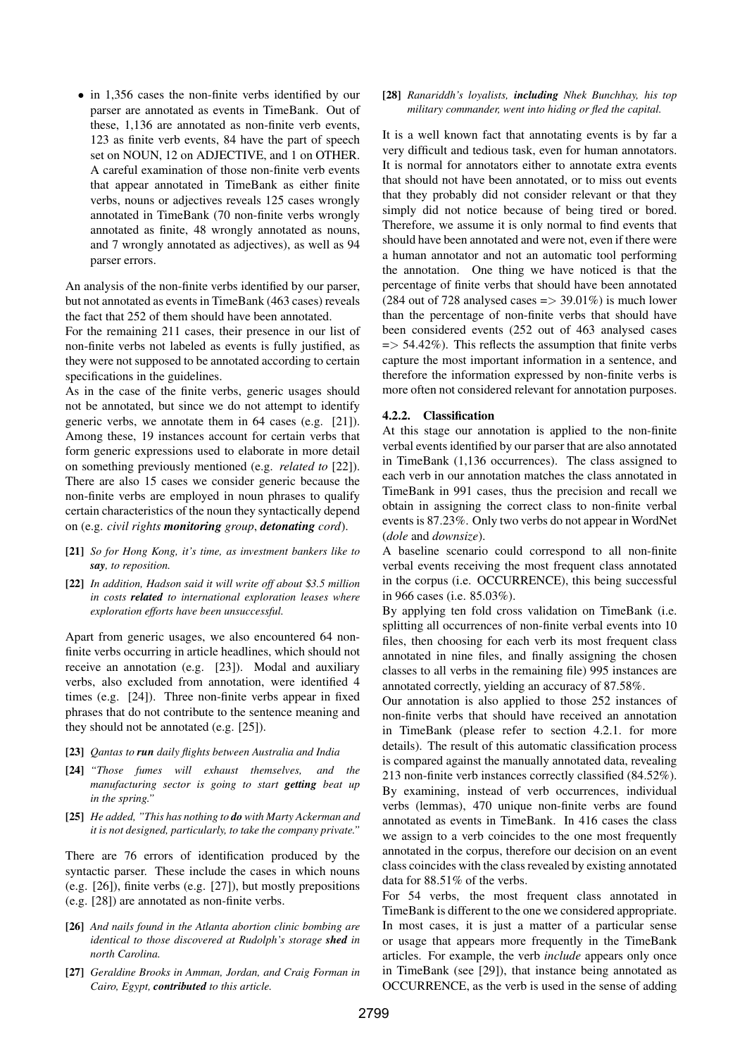- in 1,356 cases the non-finite verbs identified by our parser are annotated as events in TimeBank. Out of these, 1,136 are annotated as non-finite verb events, 123 as finite verb events, 84 have the part of speech set on NOUN, 12 on ADJECTIVE, and 1 on OTHER. A careful examination of those non-finite verb events that appear annotated in TimeBank as either finite verbs, nouns or adjectives reveals 125 cases wrongly annotated in TimeBank (70 non-finite verbs wrongly annotated as finite, 48 wrongly annotated as nouns, and 7 wrongly annotated as adjectives), as well as 94 parser errors.

An analysis of the non-finite verbs identified by our parser, but not annotated as events in TimeBank (463 cases) reveals the fact that 252 of them should have been annotated.

For the remaining 211 cases, their presence in our list of non-finite verbs not labeled as events is fully justified, as they were not supposed to be annotated according to certain specifications in the guidelines.

As in the case of the finite verbs, generic usages should not be annotated, but since we do not attempt to identify generic verbs, we annotate them in 64 cases (e.g. [21]). Among these, 19 instances account for certain verbs that form generic expressions used to elaborate in more detail on something previously mentioned (e.g. *related to* [22]). There are also 15 cases we consider generic because the non-finite verbs are employed in noun phrases to qualify certain characteristics of the noun they syntactically depend on (e.g. *civil rights **monitoring** group*, ***detonating** cord*).

**[21]** *So for Hong Kong, it's time, as investment bankers like to **say**, to reposition.*

**[22]** *In addition, Hadson said it will write off about $3.5 million in costs **related** to international exploration leases where exploration efforts have been unsuccessful.*

Apart from generic usages, we also encountered 64 non-finite verbs occurring in article headlines, which should not receive an annotation (e.g. [23]). Modal and auxiliary verbs, also excluded from annotation, were identified 4 times (e.g. [24]). Three non-finite verbs appear in fixed phrases that do not contribute to the sentence meaning and they should not be annotated (e.g. [25]).

**[23]** *Qantas to **run** daily flights between Australia and India*

**[24]** *"Those fumes will exhaust themselves, and the manufacturing sector is going to start **getting** beat up in the spring."*

**[25]** *He added, "This has nothing to **do** with Marty Ackerman and it is not designed, particularly, to take the company private."*

There are 76 errors of identification produced by the syntactic parser. These include the cases in which nouns (e.g. [26]), finite verbs (e.g. [27]), but mostly prepositions (e.g. [28]) are annotated as non-finite verbs.

**[26]** *And nails found in the Atlanta abortion clinic bombing are identical to those discovered at Rudolph's storage **shed** in north Carolina.*

**[27]** *Geraldine Brooks in Amman, Jordan, and Craig Forman in Cairo, Egypt, **contributed** to this article.*

**[28]** *Ranariddh's loyalists, **including** Nhek Bunchhay, his top military commander, went into hiding or fled the capital.*

It is a well known fact that annotating events is by far a very difficult and tedious task, even for human annotators. It is normal for annotators either to annotate extra events that should not have been annotated, or to miss out events that they probably did not consider relevant or that they simply did not notice because of being tired or bored. Therefore, we assume it is only normal to find events that should have been annotated and were not, even if there were a human annotator and not an automatic tool performing the annotation. One thing we have noticed is that the percentage of finite verbs that should have been annotated (284 out of 728 analysed cases => 39.01%) is much lower than the percentage of non-finite verbs that should have been considered events (252 out of 463 analysed cases => 54.42%). This reflects the assumption that finite verbs capture the most important information in a sentence, and therefore the information expressed by non-finite verbs is more often not considered relevant for annotation purposes.

#### 4.2.2. Classification

At this stage our annotation is applied to the non-finite verbal events identified by our parser that are also annotated in TimeBank (1,136 occurrences). The class assigned to each verb in our annotation matches the class annotated in TimeBank in 991 cases, thus the precision and recall we obtain in assigning the correct class to non-finite verbal events is 87.23%. Only two verbs do not appear in WordNet (*dole* and *downsize*).

A baseline scenario could correspond to all non-finite verbal events receiving the most frequent class annotated in the corpus (i.e. OCCURRENCE), this being successful in 966 cases (i.e. 85.03%).

By applying ten fold cross validation on TimeBank (i.e. splitting all occurrences of non-finite verbal events into 10 files, then choosing for each verb its most frequent class annotated in nine files, and finally assigning the chosen classes to all verbs in the remaining file) 995 instances are annotated correctly, yielding an accuracy of 87.58%.

Our annotation is also applied to those 252 instances of non-finite verbs that should have received an annotation in TimeBank (please refer to section 4.2.1. for more details). The result of this automatic classification process is compared against the manually annotated data, revealing 213 non-finite verb instances correctly classified (84.52%).

By examining, instead of verb occurrences, individual verbs (lemmas), 470 unique non-finite verbs are found annotated as events in TimeBank. In 416 cases the class we assign to a verb coincides to the one most frequently annotated in the corpus, therefore our decision on an event class coincides with the class revealed by existing annotated data for 88.51% of the verbs.

For 54 verbs, the most frequent class annotated in TimeBank is different to the one we considered appropriate. In most cases, it is just a matter of a particular sense or usage that appears more frequently in the TimeBank articles. For example, the verb *include* appears only once in TimeBank (see [29]), that instance being annotated as OCCURRENCE, as the verb is used in the sense of adding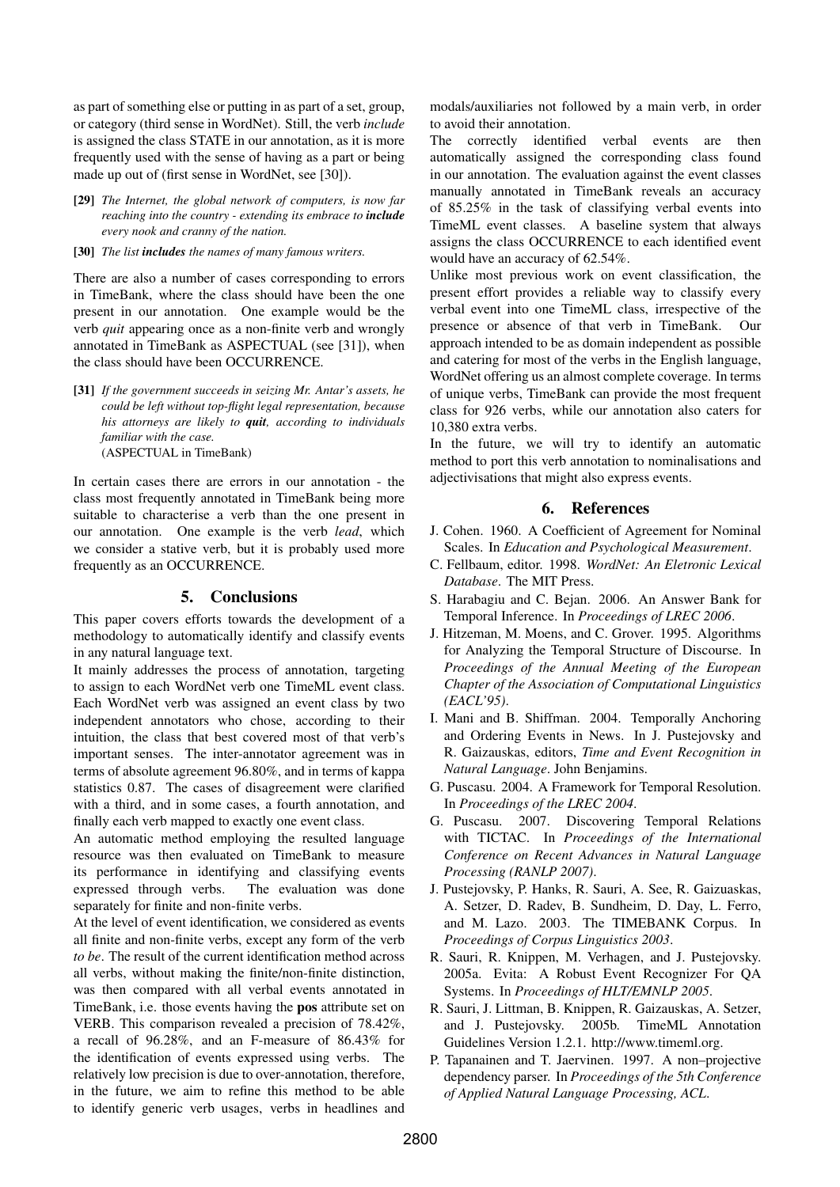as part of something else or putting in as part of a set, group, or category (third sense in WordNet). Still, the verb *include* is assigned the class STATE in our annotation, as it is more frequently used with the sense of having as a part or being made up out of (first sense in WordNet, see [30]).

**[29]** *The Internet, the global network of computers, is now far reaching into the country - extending its embrace to* ***include*** *every nook and cranny of the nation.*

**[30]** *The list* ***includes*** *the names of many famous writers.*

There are also a number of cases corresponding to errors in TimeBank, where the class should have been the one present in our annotation. One example would be the verb *quit* appearing once as a non-finite verb and wrongly annotated in TimeBank as ASPECTUAL (see [31]), when the class should have been OCCURRENCE.

**[31]** *If the government succeeds in seizing Mr. Antar's assets, he could be left without top-flight legal representation, because his attorneys are likely to* ***quit****, according to individuals familiar with the case.*
(ASPECTUAL in TimeBank)

In certain cases there are errors in our annotation - the class most frequently annotated in TimeBank being more suitable to characterise a verb than the one present in our annotation. One example is the verb *lead*, which we consider a stative verb, but it is probably used more frequently as an OCCURRENCE.

## 5. Conclusions

This paper covers efforts towards the development of a methodology to automatically identify and classify events in any natural language text.

It mainly addresses the process of annotation, targeting to assign to each WordNet verb one TimeML event class. Each WordNet verb was assigned an event class by two independent annotators who chose, according to their intuition, the class that best covered most of that verb's important senses. The inter-annotator agreement was in terms of absolute agreement 96.80%, and in terms of kappa statistics 0.87. The cases of disagreement were clarified with a third, and in some cases, a fourth annotation, and finally each verb mapped to exactly one event class.

An automatic method employing the resulted language resource was then evaluated on TimeBank to measure its performance in identifying and classifying events expressed through verbs. The evaluation was done separately for finite and non-finite verbs.

At the level of event identification, we considered as events all finite and non-finite verbs, except any form of the verb *to be*. The result of the current identification method across all verbs, without making the finite/non-finite distinction, was then compared with all verbal events annotated in TimeBank, i.e. those events having the **pos** attribute set on VERB. This comparison revealed a precision of 78.42%, a recall of 96.28%, and an F-measure of 86.43% for the identification of events expressed using verbs. The relatively low precision is due to over-annotation, therefore, in the future, we aim to refine this method to be able to identify generic verb usages, verbs in headlines and modals/auxiliaries not followed by a main verb, in order to avoid their annotation.

The correctly identified verbal events are then automatically assigned the corresponding class found in our annotation. The evaluation against the event classes manually annotated in TimeBank reveals an accuracy of 85.25% in the task of classifying verbal events into TimeML event classes. A baseline system that always assigns the class OCCURRENCE to each identified event would have an accuracy of 62.54%.

Unlike most previous work on event classification, the present effort provides a reliable way to classify every verbal event into one TimeML class, irrespective of the presence or absence of that verb in TimeBank. Our approach intended to be as domain independent as possible and catering for most of the verbs in the English language, WordNet offering us an almost complete coverage. In terms of unique verbs, TimeBank can provide the most frequent class for 926 verbs, while our annotation also caters for 10,380 extra verbs.

In the future, we will try to identify an automatic method to port this verb annotation to nominalisations and adjectivisations that might also express events.

## 6. References

J. Cohen. 1960. A Coefficient of Agreement for Nominal Scales. In *Education and Psychological Measurement*.

C. Fellbaum, editor. 1998. *WordNet: An Eletronic Lexical Database*. The MIT Press.

S. Harabagiu and C. Bejan. 2006. An Answer Bank for Temporal Inference. In *Proceedings of LREC 2006*.

J. Hitzeman, M. Moens, and C. Grover. 1995. Algorithms for Analyzing the Temporal Structure of Discourse. In *Proceedings of the Annual Meeting of the European Chapter of the Association of Computational Linguistics (EACL'95)*.

I. Mani and B. Shiffman. 2004. Temporally Anchoring and Ordering Events in News. In J. Pustejovsky and R. Gaizauskas, editors, *Time and Event Recognition in Natural Language*. John Benjamins.

G. Puscasu. 2004. A Framework for Temporal Resolution. In *Proceedings of the LREC 2004*.

G. Puscasu. 2007. Discovering Temporal Relations with TICTAC. In *Proceedings of the International Conference on Recent Advances in Natural Language Processing (RANLP 2007)*.

J. Pustejovsky, P. Hanks, R. Sauri, A. See, R. Gaizuaskas, A. Setzer, D. Radev, B. Sundheim, D. Day, L. Ferro, and M. Lazo. 2003. The TIMEBANK Corpus. In *Proceedings of Corpus Linguistics 2003*.

R. Sauri, R. Knippen, M. Verhagen, and J. Pustejovsky. 2005a. Evita: A Robust Event Recognizer For QA Systems. In *Proceedings of HLT/EMNLP 2005*.

R. Sauri, J. Littman, B. Knippen, R. Gaizauskas, A. Setzer, and J. Pustejovsky. 2005b. TimeML Annotation Guidelines Version 1.2.1. http://www.timeml.org.

P. Tapanainen and T. Jaervinen. 1997. A non–projective dependency parser. In *Proceedings of the 5th Conference of Applied Natural Language Processing, ACL*.